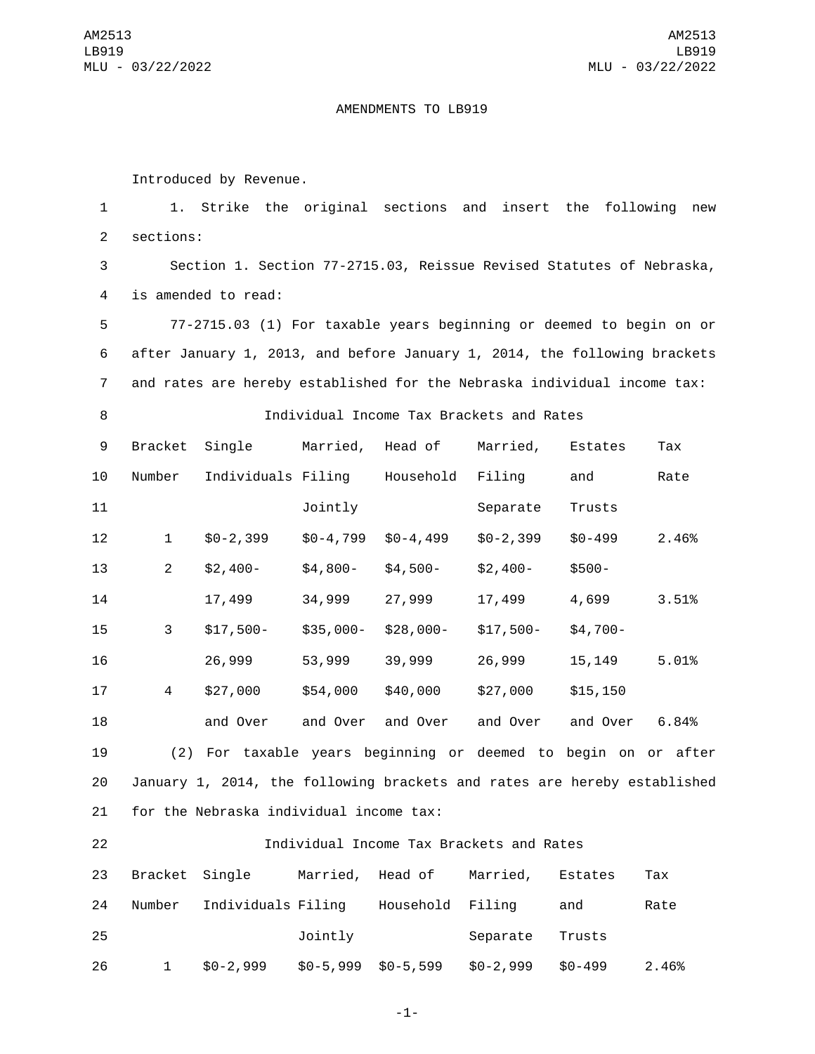AMENDMENTS TO LB919

Introduced by Revenue.

1. Strike the original sections and insert the following new sections:

Section 1. Section 77-2715.03, Reissue Revised Statutes of Nebraska, is amended to read:

77-2715.03 (1) For taxable years beginning or deemed to begin on or after January 1, 2013, and before January 1, 2014, the following brackets and rates are hereby established for the Nebraska individual income tax:

Individual Income Tax Brackets and Rates

| Bracket Number | Single Individuals | Married, Filing Jointly | Head of Household | Married, Filing Separate | Estates and Trusts | Tax Rate |
|---|---|---|---|---|---|---|
| 1 | $0-2,399 | $0-4,799 | $0-4,499 | $0-2,399 | $0-499 | 2.46% |
| 2 | $2,400-17,499 | $4,800-34,999 | $4,500-27,999 | $2,400-17,499 | $500-4,699 | 3.51% |
| 3 | $17,500-26,999 | $35,000-53,999 | $28,000-39,999 | $17,500-26,999 | $4,700-15,149 | 5.01% |
| 4 | $27,000 and Over | $54,000 and Over | $40,000 and Over | $27,000 and Over | $15,150 and Over | 6.84% |

(2) For taxable years beginning or deemed to begin on or after January 1, 2014, the following brackets and rates are hereby established for the Nebraska individual income tax:

Individual Income Tax Brackets and Rates

| Bracket Number | Single Individuals | Married, Filing Jointly | Head of Household | Married, Filing Separate | Estates and Trusts | Tax Rate |
|---|---|---|---|---|---|---|
| 1 | $0-2,999 | $0-5,999 | $0-5,599 | $0-2,999 | $0-499 | 2.46% |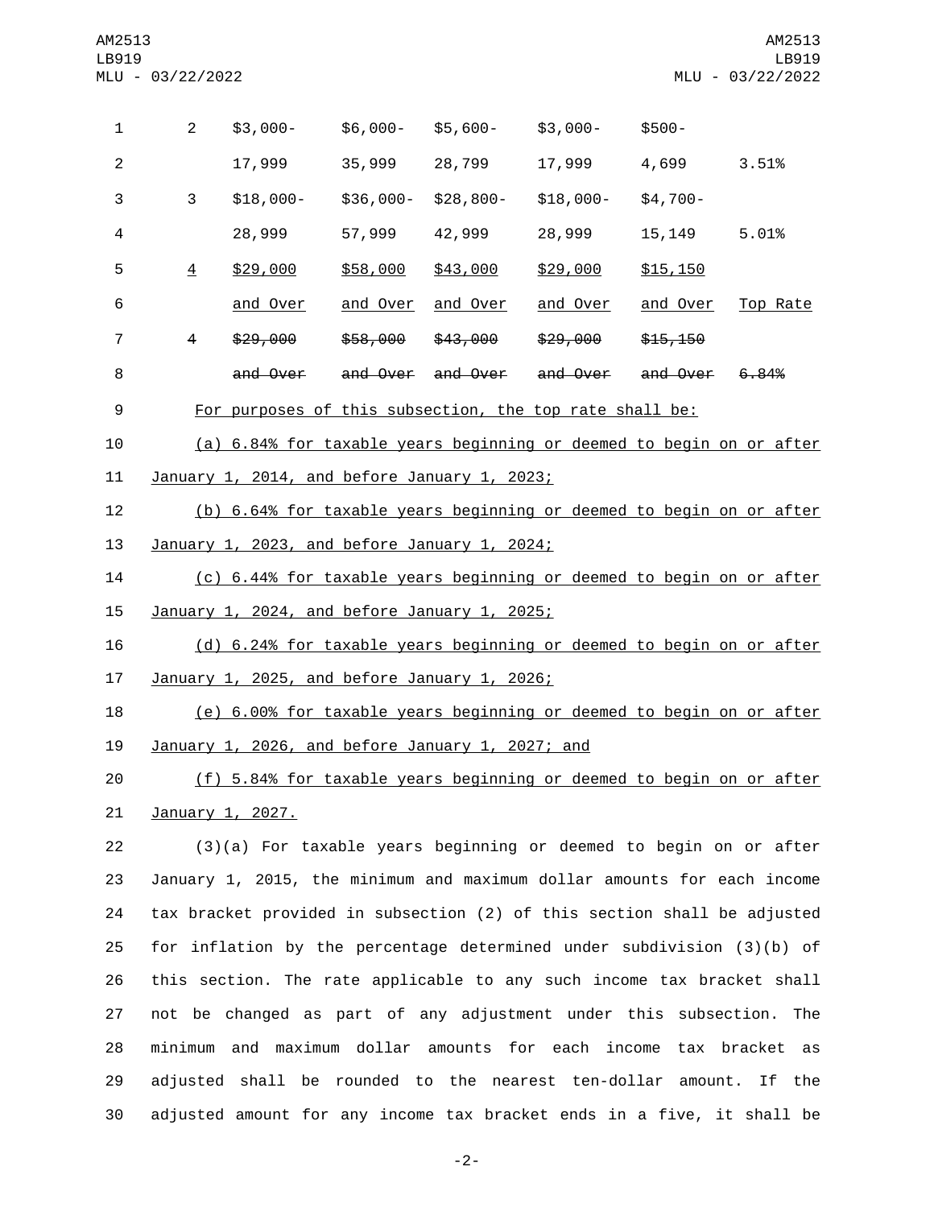| | | | | | | |
|---|---|---|---|---|---|---|
| 2 | $3,000-<br>17,999 | $6,000-<br>35,999 | $5,600-<br>28,799 | $3,000-<br>17,999 | $500-<br>4,699 | 3.51% |
| 3 | $18,000-<br>28,999 | $36,000-<br>57,999 | $28,800-<br>42,999 | $18,000-<br>28,999 | $4,700-<br>15,149 | 5.01% |
| 4 | $29,000<br>and Over | $58,000<br>and Over | $43,000<br>and Over | $29,000<br>and Over | $15,150<br>and Over | Top Rate |
| ~~4~~ | ~~$29,000~~<br>~~and Over~~ | ~~$58,000~~<br>~~and Over~~ | ~~$43,000~~<br>~~and Over~~ | ~~$29,000~~<br>~~and Over~~ | ~~$15,150~~<br>~~and Over~~ | ~~6.84%~~ |

For purposes of this subsection, the top rate shall be:

(a) 6.84% for taxable years beginning or deemed to begin on or after January 1, 2014, and before January 1, 2023;

(b) 6.64% for taxable years beginning or deemed to begin on or after January 1, 2023, and before January 1, 2024;

(c) 6.44% for taxable years beginning or deemed to begin on or after January 1, 2024, and before January 1, 2025;

(d) 6.24% for taxable years beginning or deemed to begin on or after January 1, 2025, and before January 1, 2026;

(e) 6.00% for taxable years beginning or deemed to begin on or after January 1, 2026, and before January 1, 2027; and

(f) 5.84% for taxable years beginning or deemed to begin on or after January 1, 2027.

(3)(a) For taxable years beginning or deemed to begin on or after January 1, 2015, the minimum and maximum dollar amounts for each income tax bracket provided in subsection (2) of this section shall be adjusted for inflation by the percentage determined under subdivision (3)(b) of this section. The rate applicable to any such income tax bracket shall not be changed as part of any adjustment under this subsection. The minimum and maximum dollar amounts for each income tax bracket as adjusted shall be rounded to the nearest ten-dollar amount. If the adjusted amount for any income tax bracket ends in a five, it shall be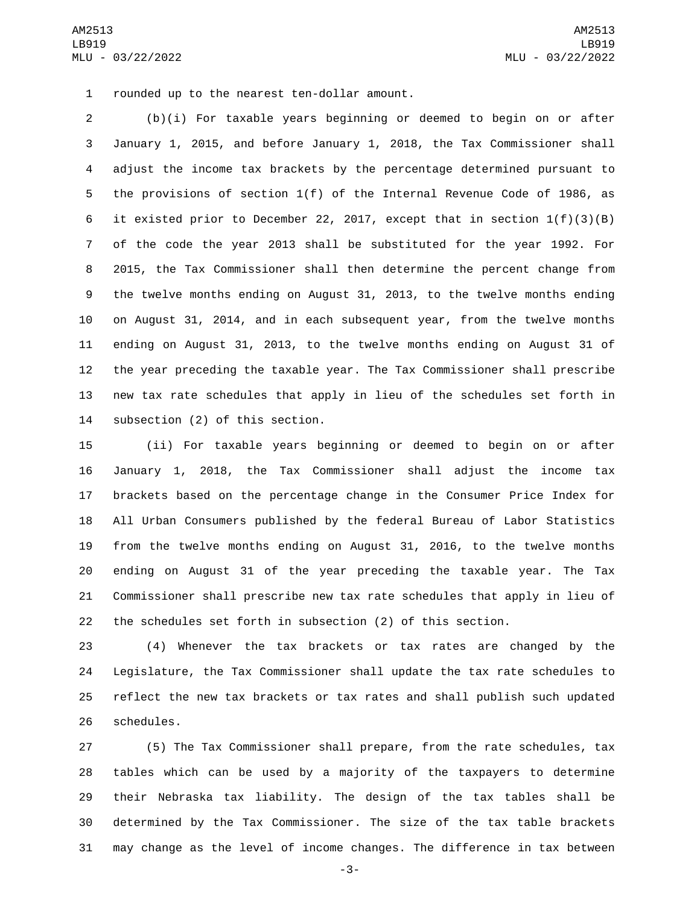rounded up to the nearest ten-dollar amount.

(b)(i) For taxable years beginning or deemed to begin on or after January 1, 2015, and before January 1, 2018, the Tax Commissioner shall adjust the income tax brackets by the percentage determined pursuant to the provisions of section 1(f) of the Internal Revenue Code of 1986, as it existed prior to December 22, 2017, except that in section 1(f)(3)(B) of the code the year 2013 shall be substituted for the year 1992. For 2015, the Tax Commissioner shall then determine the percent change from the twelve months ending on August 31, 2013, to the twelve months ending on August 31, 2014, and in each subsequent year, from the twelve months ending on August 31, 2013, to the twelve months ending on August 31 of the year preceding the taxable year. The Tax Commissioner shall prescribe new tax rate schedules that apply in lieu of the schedules set forth in subsection (2) of this section.

(ii) For taxable years beginning or deemed to begin on or after January 1, 2018, the Tax Commissioner shall adjust the income tax brackets based on the percentage change in the Consumer Price Index for All Urban Consumers published by the federal Bureau of Labor Statistics from the twelve months ending on August 31, 2016, to the twelve months ending on August 31 of the year preceding the taxable year. The Tax Commissioner shall prescribe new tax rate schedules that apply in lieu of the schedules set forth in subsection (2) of this section.

(4) Whenever the tax brackets or tax rates are changed by the Legislature, the Tax Commissioner shall update the tax rate schedules to reflect the new tax brackets or tax rates and shall publish such updated schedules.

(5) The Tax Commissioner shall prepare, from the rate schedules, tax tables which can be used by a majority of the taxpayers to determine their Nebraska tax liability. The design of the tax tables shall be determined by the Tax Commissioner. The size of the tax table brackets may change as the level of income changes. The difference in tax between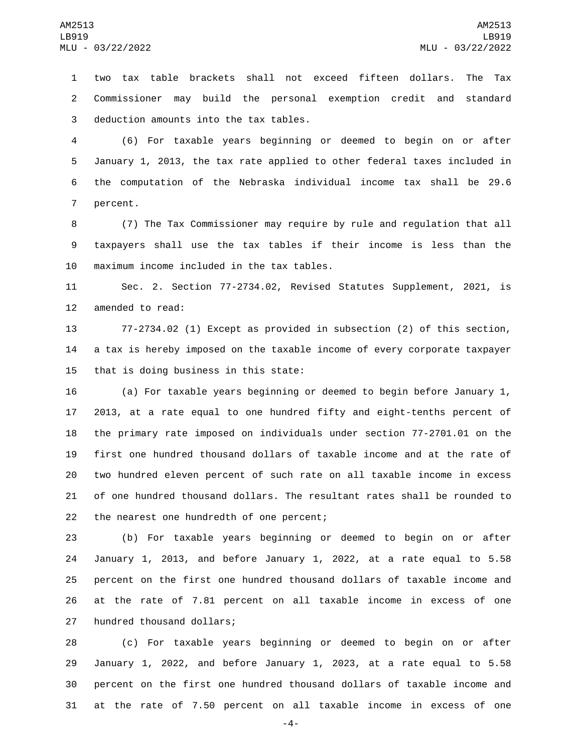two tax table brackets shall not exceed fifteen dollars. The Tax Commissioner may build the personal exemption credit and standard deduction amounts into the tax tables.

(6) For taxable years beginning or deemed to begin on or after January 1, 2013, the tax rate applied to other federal taxes included in the computation of the Nebraska individual income tax shall be 29.6 percent.

(7) The Tax Commissioner may require by rule and regulation that all taxpayers shall use the tax tables if their income is less than the maximum income included in the tax tables.

Sec. 2. Section 77-2734.02, Revised Statutes Supplement, 2021, is amended to read:

77-2734.02 (1) Except as provided in subsection (2) of this section, a tax is hereby imposed on the taxable income of every corporate taxpayer that is doing business in this state:

(a) For taxable years beginning or deemed to begin before January 1, 2013, at a rate equal to one hundred fifty and eight-tenths percent of the primary rate imposed on individuals under section 77-2701.01 on the first one hundred thousand dollars of taxable income and at the rate of two hundred eleven percent of such rate on all taxable income in excess of one hundred thousand dollars. The resultant rates shall be rounded to the nearest one hundredth of one percent;

(b) For taxable years beginning or deemed to begin on or after January 1, 2013, and before January 1, 2022, at a rate equal to 5.58 percent on the first one hundred thousand dollars of taxable income and at the rate of 7.81 percent on all taxable income in excess of one hundred thousand dollars;

(c) For taxable years beginning or deemed to begin on or after January 1, 2022, and before January 1, 2023, at a rate equal to 5.58 percent on the first one hundred thousand dollars of taxable income and at the rate of 7.50 percent on all taxable income in excess of one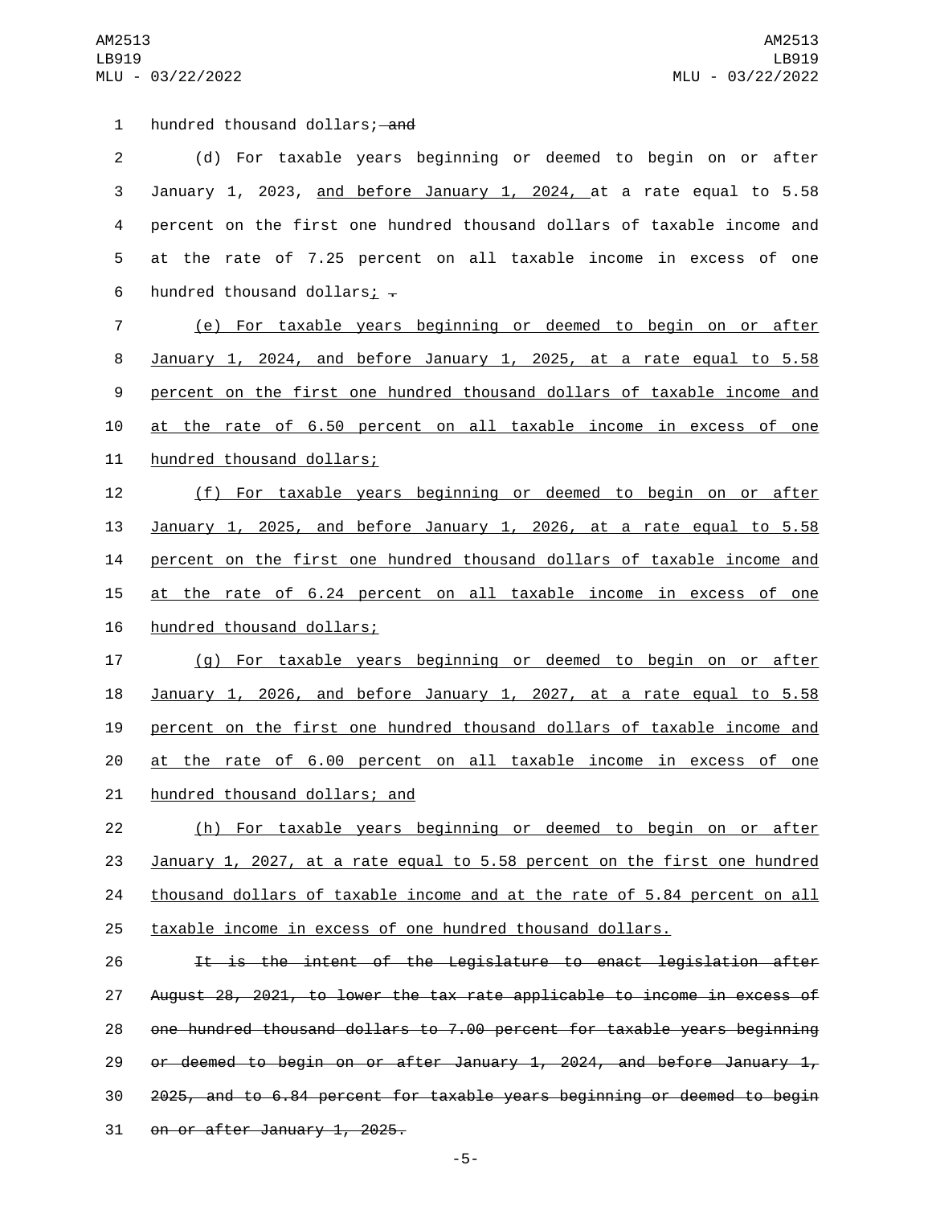hundred thousand dollars; ~~and~~

(d) For taxable years beginning or deemed to begin on or after January 1, 2023, <u>and before January 1, 2024,</u> at a rate equal to 5.58 percent on the first one hundred thousand dollars of taxable income and at the rate of 7.25 percent on all taxable income in excess of one hundred thousand dollars<u>;</u> ~~.~~

<u>(e) For taxable years beginning or deemed to begin on or after January 1, 2024, and before January 1, 2025, at a rate equal to 5.58 percent on the first one hundred thousand dollars of taxable income and at the rate of 6.50 percent on all taxable income in excess of one hundred thousand dollars;</u>

<u>(f) For taxable years beginning or deemed to begin on or after January 1, 2025, and before January 1, 2026, at a rate equal to 5.58 percent on the first one hundred thousand dollars of taxable income and at the rate of 6.24 percent on all taxable income in excess of one hundred thousand dollars;</u>

<u>(g) For taxable years beginning or deemed to begin on or after January 1, 2026, and before January 1, 2027, at a rate equal to 5.58 percent on the first one hundred thousand dollars of taxable income and at the rate of 6.00 percent on all taxable income in excess of one hundred thousand dollars; and</u>

<u>(h) For taxable years beginning or deemed to begin on or after January 1, 2027, at a rate equal to 5.58 percent on the first one hundred thousand dollars of taxable income and at the rate of 5.84 percent on all taxable income in excess of one hundred thousand dollars.</u>

~~It is the intent of the Legislature to enact legislation after August 28, 2021, to lower the tax rate applicable to income in excess of one hundred thousand dollars to 7.00 percent for taxable years beginning or deemed to begin on or after January 1, 2024, and before January 1, 2025, and to 6.84 percent for taxable years beginning or deemed to begin on or after January 1, 2025.~~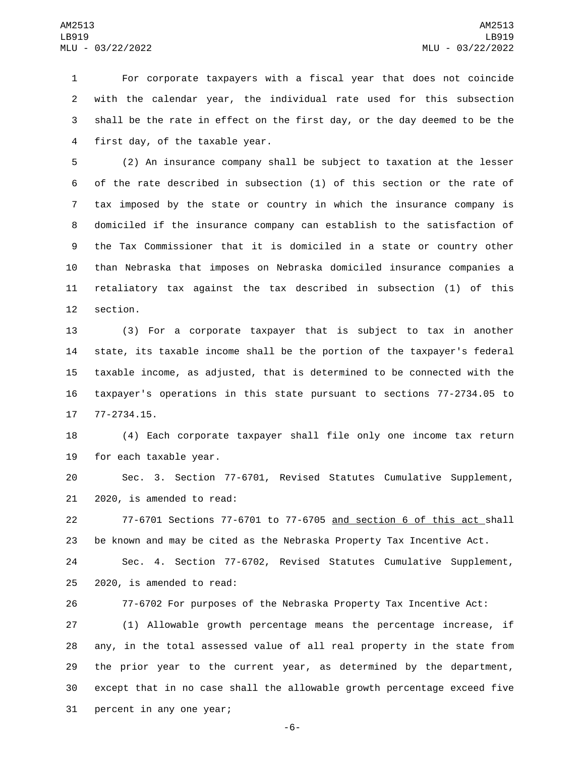For corporate taxpayers with a fiscal year that does not coincide with the calendar year, the individual rate used for this subsection shall be the rate in effect on the first day, or the day deemed to be the first day, of the taxable year.

(2) An insurance company shall be subject to taxation at the lesser of the rate described in subsection (1) of this section or the rate of tax imposed by the state or country in which the insurance company is domiciled if the insurance company can establish to the satisfaction of the Tax Commissioner that it is domiciled in a state or country other than Nebraska that imposes on Nebraska domiciled insurance companies a retaliatory tax against the tax described in subsection (1) of this section.

(3) For a corporate taxpayer that is subject to tax in another state, its taxable income shall be the portion of the taxpayer's federal taxable income, as adjusted, that is determined to be connected with the taxpayer's operations in this state pursuant to sections 77-2734.05 to 77-2734.15.

(4) Each corporate taxpayer shall file only one income tax return for each taxable year.

Sec. 3. Section 77-6701, Revised Statutes Cumulative Supplement, 2020, is amended to read:

77-6701 Sections 77-6701 to 77-6705 and section 6 of this act shall be known and may be cited as the Nebraska Property Tax Incentive Act.

Sec. 4. Section 77-6702, Revised Statutes Cumulative Supplement, 2020, is amended to read:

77-6702 For purposes of the Nebraska Property Tax Incentive Act:

(1) Allowable growth percentage means the percentage increase, if any, in the total assessed value of all real property in the state from the prior year to the current year, as determined by the department, except that in no case shall the allowable growth percentage exceed five percent in any one year;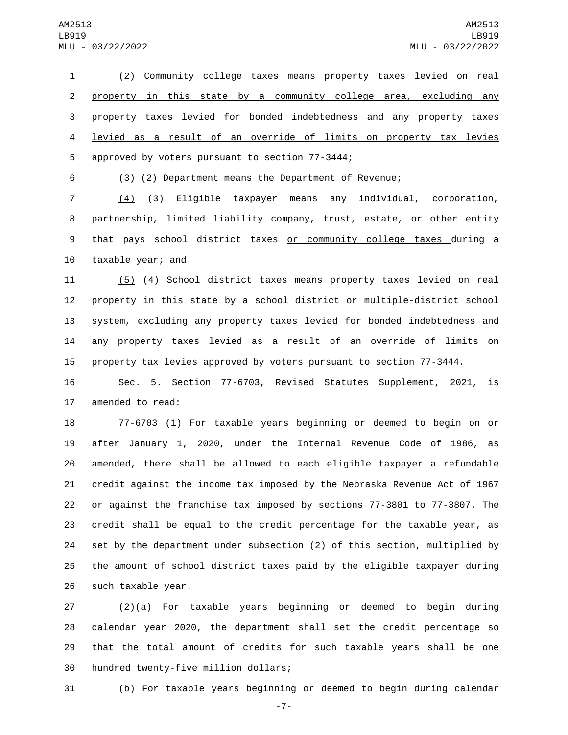(2) Community college taxes means property taxes levied on real property in this state by a community college area, excluding any property taxes levied for bonded indebtedness and any property taxes levied as a result of an override of limits on property tax levies approved by voters pursuant to section 77-3444;

(3) ~~(2)~~ Department means the Department of Revenue;

(4) ~~(3)~~ Eligible taxpayer means any individual, corporation, partnership, limited liability company, trust, estate, or other entity that pays school district taxes or community college taxes during a taxable year; and

(5) ~~(4)~~ School district taxes means property taxes levied on real property in this state by a school district or multiple-district school system, excluding any property taxes levied for bonded indebtedness and any property taxes levied as a result of an override of limits on property tax levies approved by voters pursuant to section 77-3444.

Sec. 5. Section 77-6703, Revised Statutes Supplement, 2021, is amended to read:

77-6703 (1) For taxable years beginning or deemed to begin on or after January 1, 2020, under the Internal Revenue Code of 1986, as amended, there shall be allowed to each eligible taxpayer a refundable credit against the income tax imposed by the Nebraska Revenue Act of 1967 or against the franchise tax imposed by sections 77-3801 to 77-3807. The credit shall be equal to the credit percentage for the taxable year, as set by the department under subsection (2) of this section, multiplied by the amount of school district taxes paid by the eligible taxpayer during such taxable year.

(2)(a) For taxable years beginning or deemed to begin during calendar year 2020, the department shall set the credit percentage so that the total amount of credits for such taxable years shall be one hundred twenty-five million dollars;

(b) For taxable years beginning or deemed to begin during calendar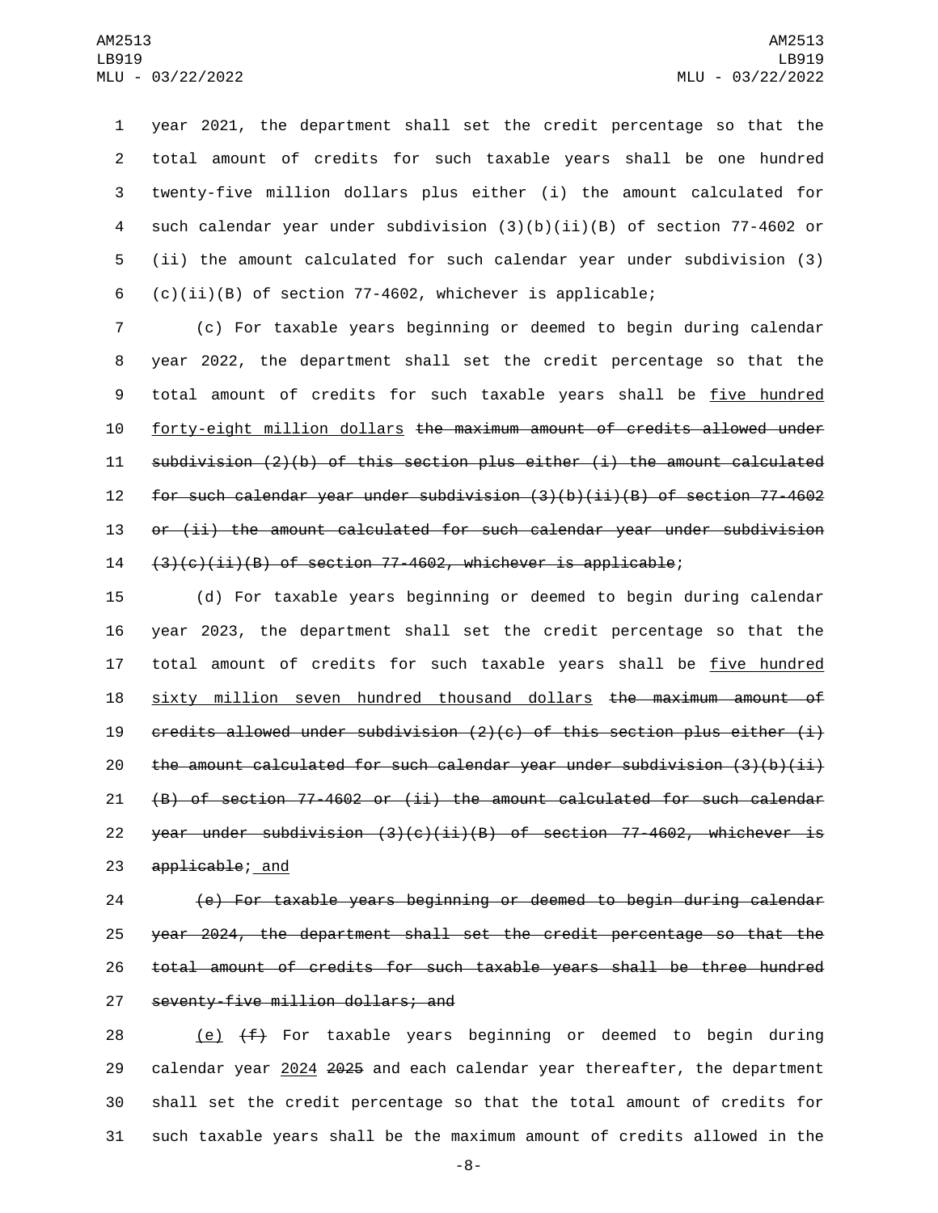year 2021, the department shall set the credit percentage so that the total amount of credits for such taxable years shall be one hundred twenty-five million dollars plus either (i) the amount calculated for such calendar year under subdivision (3)(b)(ii)(B) of section 77-4602 or (ii) the amount calculated for such calendar year under subdivision (3)(c)(ii)(B) of section 77-4602, whichever is applicable;

(c) For taxable years beginning or deemed to begin during calendar year 2022, the department shall set the credit percentage so that the total amount of credits for such taxable years shall be <u>five hundred forty-eight million dollars</u> ~~the maximum amount of credits allowed under subdivision (2)(b) of this section plus either (i) the amount calculated for such calendar year under subdivision (3)(b)(ii)(B) of section 77-4602 or (ii) the amount calculated for such calendar year under subdivision (3)(c)(ii)(B) of section 77-4602, whichever is applicable~~;

(d) For taxable years beginning or deemed to begin during calendar year 2023, the department shall set the credit percentage so that the total amount of credits for such taxable years shall be <u>five hundred sixty million seven hundred thousand dollars</u> ~~the maximum amount of credits allowed under subdivision (2)(c) of this section plus either (i) the amount calculated for such calendar year under subdivision (3)(b)(ii)(B) of section 77-4602 or (ii) the amount calculated for such calendar year under subdivision (3)(c)(ii)(B) of section 77-4602, whichever is applicable~~;<u> and</u>

~~(e) For taxable years beginning or deemed to begin during calendar year 2024, the department shall set the credit percentage so that the total amount of credits for such taxable years shall be three hundred seventy-five million dollars; and~~

<u>(e)</u> ~~(f)~~ For taxable years beginning or deemed to begin during calendar year <u>2024</u> ~~2025~~ and each calendar year thereafter, the department shall set the credit percentage so that the total amount of credits for such taxable years shall be the maximum amount of credits allowed in the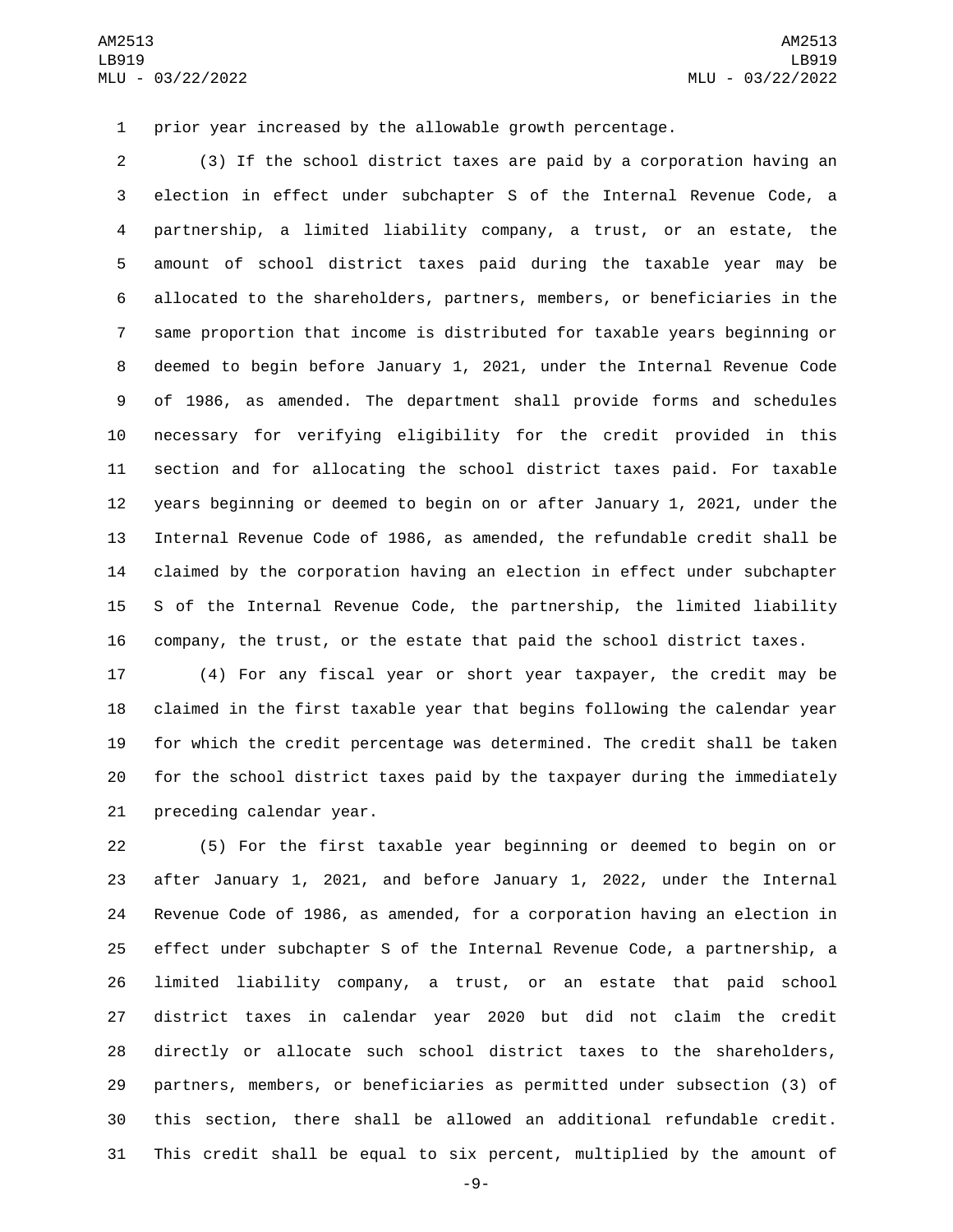prior year increased by the allowable growth percentage.

(3) If the school district taxes are paid by a corporation having an election in effect under subchapter S of the Internal Revenue Code, a partnership, a limited liability company, a trust, or an estate, the amount of school district taxes paid during the taxable year may be allocated to the shareholders, partners, members, or beneficiaries in the same proportion that income is distributed for taxable years beginning or deemed to begin before January 1, 2021, under the Internal Revenue Code of 1986, as amended. The department shall provide forms and schedules necessary for verifying eligibility for the credit provided in this section and for allocating the school district taxes paid. For taxable years beginning or deemed to begin on or after January 1, 2021, under the Internal Revenue Code of 1986, as amended, the refundable credit shall be claimed by the corporation having an election in effect under subchapter S of the Internal Revenue Code, the partnership, the limited liability company, the trust, or the estate that paid the school district taxes.

(4) For any fiscal year or short year taxpayer, the credit may be claimed in the first taxable year that begins following the calendar year for which the credit percentage was determined. The credit shall be taken for the school district taxes paid by the taxpayer during the immediately preceding calendar year.

(5) For the first taxable year beginning or deemed to begin on or after January 1, 2021, and before January 1, 2022, under the Internal Revenue Code of 1986, as amended, for a corporation having an election in effect under subchapter S of the Internal Revenue Code, a partnership, a limited liability company, a trust, or an estate that paid school district taxes in calendar year 2020 but did not claim the credit directly or allocate such school district taxes to the shareholders, partners, members, or beneficiaries as permitted under subsection (3) of this section, there shall be allowed an additional refundable credit. This credit shall be equal to six percent, multiplied by the amount of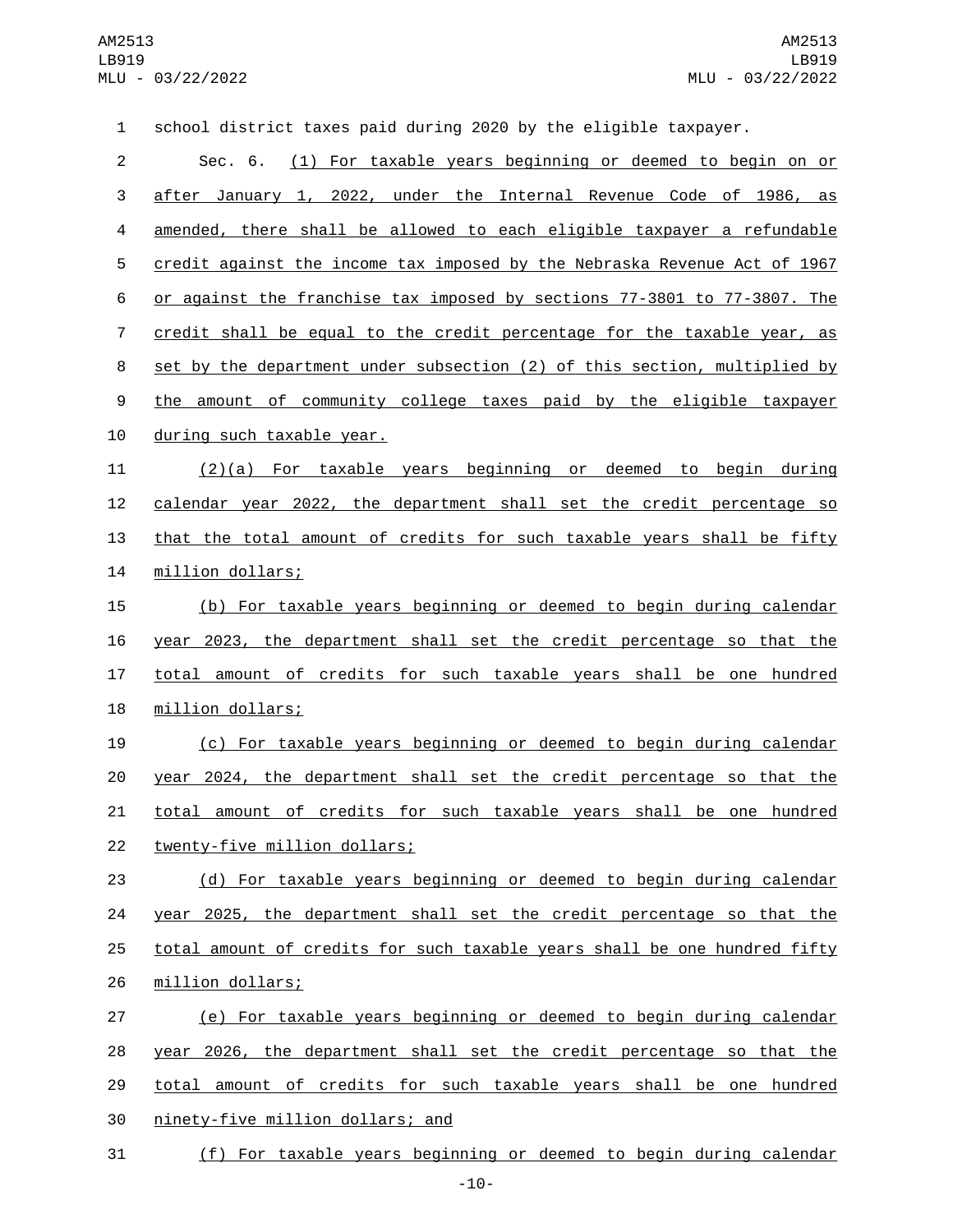school district taxes paid during 2020 by the eligible taxpayer.

Sec. 6. (1) For taxable years beginning or deemed to begin on or after January 1, 2022, under the Internal Revenue Code of 1986, as amended, there shall be allowed to each eligible taxpayer a refundable credit against the income tax imposed by the Nebraska Revenue Act of 1967 or against the franchise tax imposed by sections 77-3801 to 77-3807. The credit shall be equal to the credit percentage for the taxable year, as set by the department under subsection (2) of this section, multiplied by the amount of community college taxes paid by the eligible taxpayer during such taxable year.

(2)(a) For taxable years beginning or deemed to begin during calendar year 2022, the department shall set the credit percentage so that the total amount of credits for such taxable years shall be fifty million dollars;

(b) For taxable years beginning or deemed to begin during calendar year 2023, the department shall set the credit percentage so that the total amount of credits for such taxable years shall be one hundred million dollars;

(c) For taxable years beginning or deemed to begin during calendar year 2024, the department shall set the credit percentage so that the total amount of credits for such taxable years shall be one hundred twenty-five million dollars;

(d) For taxable years beginning or deemed to begin during calendar year 2025, the department shall set the credit percentage so that the total amount of credits for such taxable years shall be one hundred fifty million dollars;

(e) For taxable years beginning or deemed to begin during calendar year 2026, the department shall set the credit percentage so that the total amount of credits for such taxable years shall be one hundred ninety-five million dollars; and

(f) For taxable years beginning or deemed to begin during calendar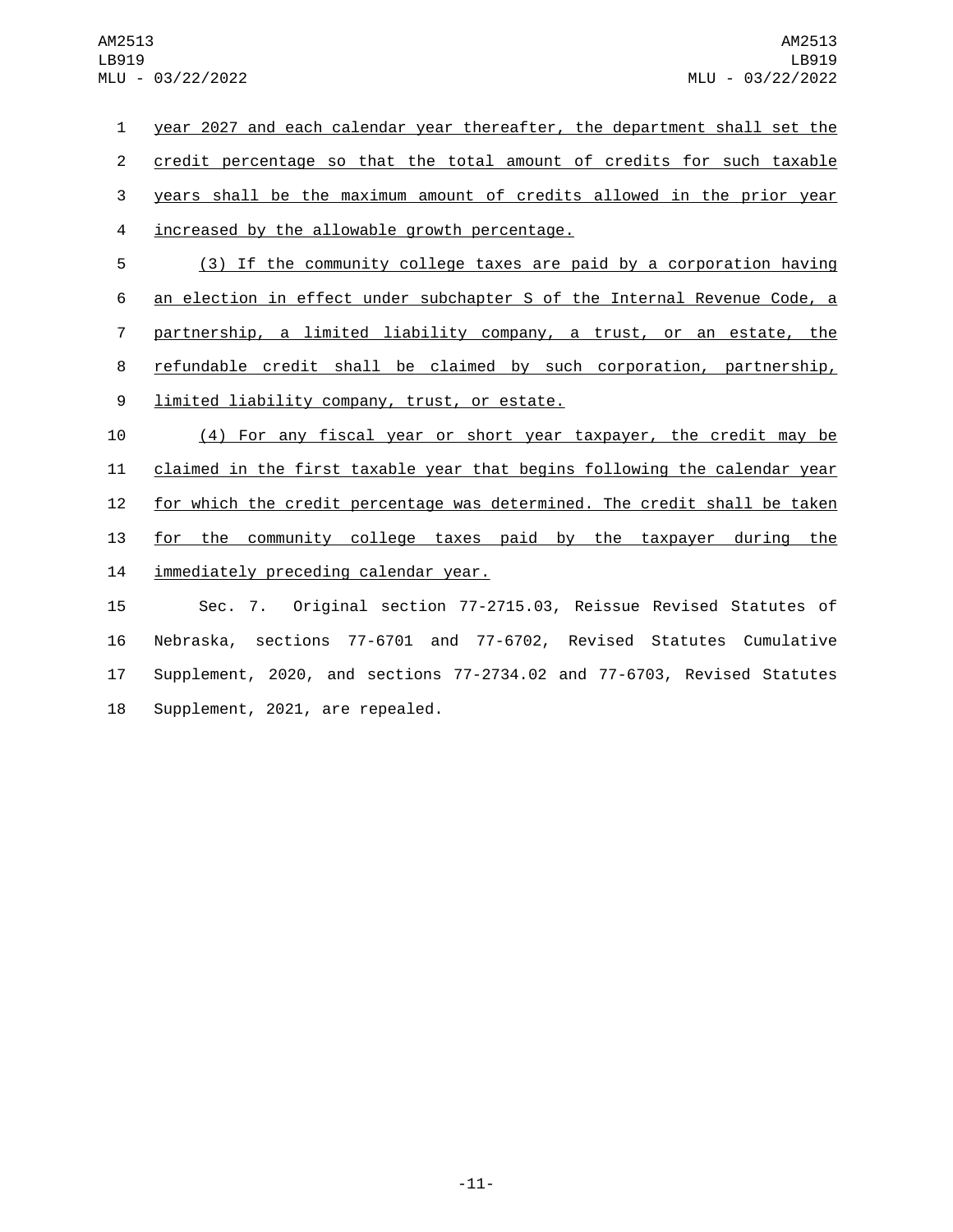year 2027 and each calendar year thereafter, the department shall set the credit percentage so that the total amount of credits for such taxable years shall be the maximum amount of credits allowed in the prior year increased by the allowable growth percentage.

(3) If the community college taxes are paid by a corporation having an election in effect under subchapter S of the Internal Revenue Code, a partnership, a limited liability company, a trust, or an estate, the refundable credit shall be claimed by such corporation, partnership, limited liability company, trust, or estate.

(4) For any fiscal year or short year taxpayer, the credit may be claimed in the first taxable year that begins following the calendar year for which the credit percentage was determined. The credit shall be taken for the community college taxes paid by the taxpayer during the immediately preceding calendar year.

Sec. 7. Original section 77-2715.03, Reissue Revised Statutes of Nebraska, sections 77-6701 and 77-6702, Revised Statutes Cumulative Supplement, 2020, and sections 77-2734.02 and 77-6703, Revised Statutes Supplement, 2021, are repealed.